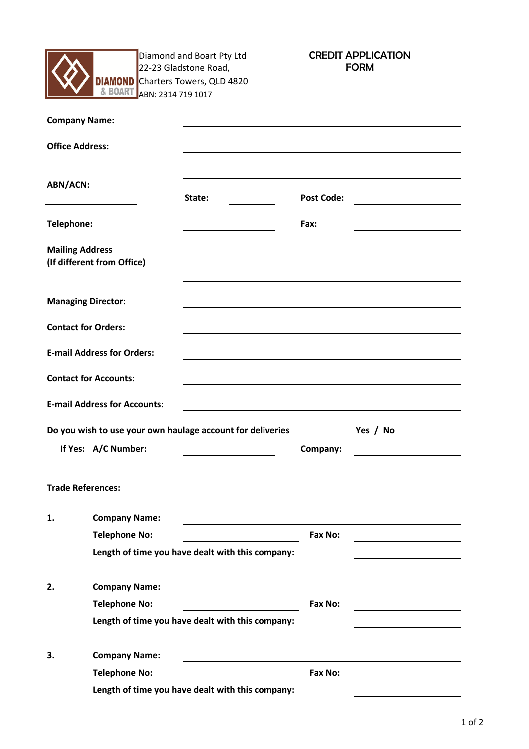Diamond and Boart Pty Ltd
22-23 Gladstone Road,
Charters Towers, QLD 4820
ABN: 2314 719 1017

# CREDIT APPLICATION FORM

**Company Name:** ______________________________

**Office Address:** ______________________________

______________________________

**ABN/ACN:** ______________ **State:** ________ **Post Code:** ________

**Telephone:** ______________ **Fax:** ______________

**Mailing Address (If different from Office)** ______________________________

______________________________

**Managing Director:** ______________________________

**Contact for Orders:** ______________________________

**E-mail Address for Orders:** ______________________________

**Contact for Accounts:** ______________________________

**E-mail Address for Accounts:** ______________________________

**Do you wish to use your own haulage account for deliveries** **Yes / No**

**If Yes: A/C Number:** ______________ **Company:** ______________

**Trade References:**

**1.** **Company Name:** ______________________________

**Telephone No:** ______________ **Fax No:** ______________

**Length of time you have dealt with this company:** ______________

**2.** **Company Name:** ______________________________

**Telephone No:** ______________ **Fax No:** ______________

**Length of time you have dealt with this company:** ______________

**3.** **Company Name:** ______________________________

**Telephone No:** ______________ **Fax No:** ______________

**Length of time you have dealt with this company:** ______________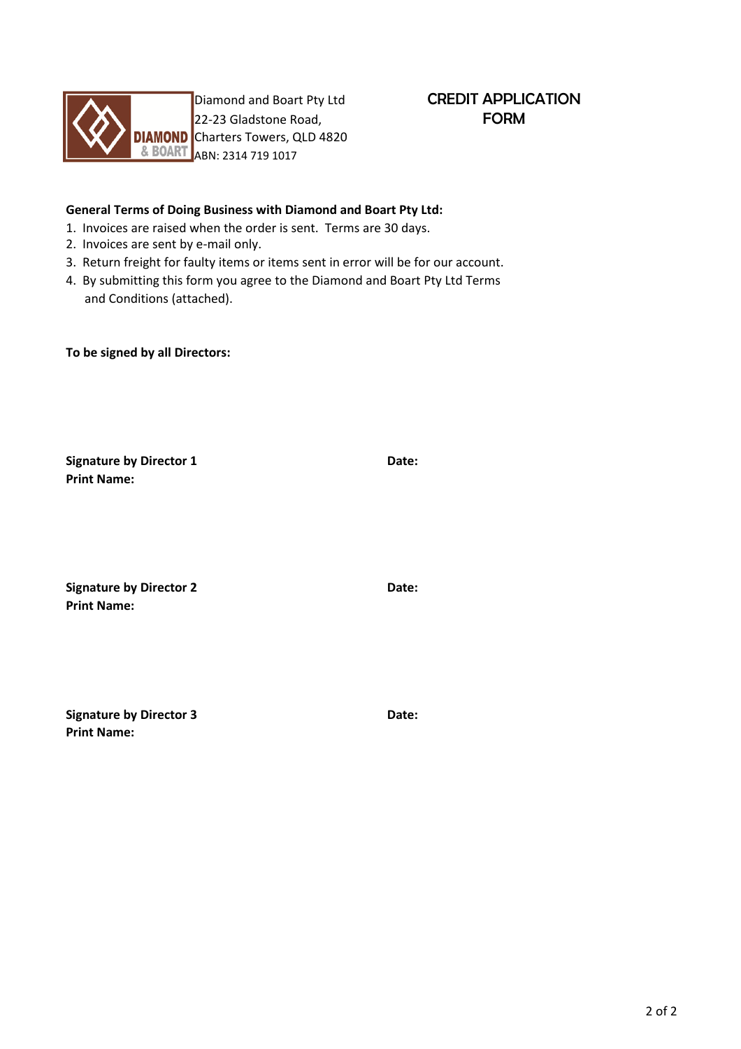Diamond and Boart Pty Ltd
22-23 Gladstone Road,
Charters Towers, QLD 4820
ABN: 2314 719 1017

# CREDIT APPLICATION FORM

**General Terms of Doing Business with Diamond and Boart Pty Ltd:**

1. Invoices are raised when the order is sent. Terms are 30 days.
2. Invoices are sent by e-mail only.
3. Return freight for faulty items or items sent in error will be for our account.
4. By submitting this form you agree to the Diamond and Boart Pty Ltd Terms and Conditions (attached).

**To be signed by all Directors:**

**Signature by Director 1** **Date:**
**Print Name:**

**Signature by Director 2** **Date:**
**Print Name:**

**Signature by Director 3** **Date:**
**Print Name:**